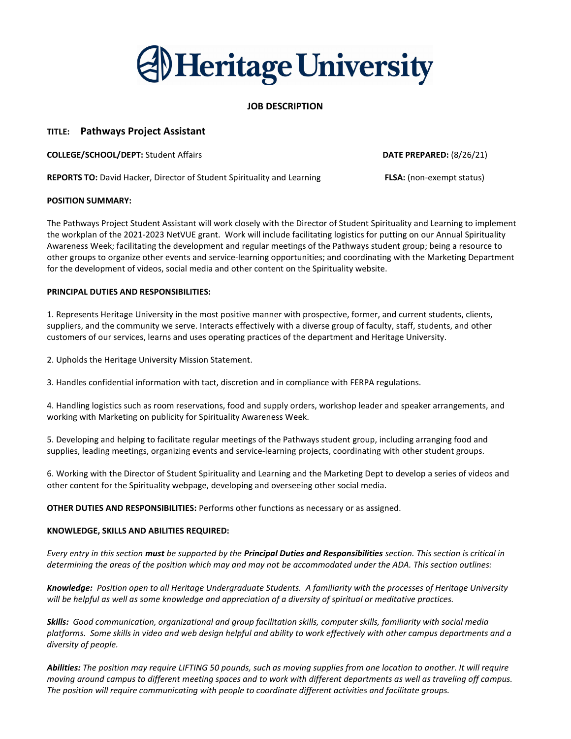# Heritage University

## JOB DESCRIPTION

**TITLE:** **Pathways Project Assistant**

**COLLEGE/SCHOOL/DEPT:** Student Affairs **DATE PREPARED:** (8/26/21)

**REPORTS TO:** David Hacker, Director of Student Spirituality and Learning **FLSA:** (non-exempt status)

**POSITION SUMMARY:**

The Pathways Project Student Assistant will work closely with the Director of Student Spirituality and Learning to implement the workplan of the 2021-2023 NetVUE grant. Work will include facilitating logistics for putting on our Annual Spirituality Awareness Week; facilitating the development and regular meetings of the Pathways student group; being a resource to other groups to organize other events and service-learning opportunities; and coordinating with the Marketing Department for the development of videos, social media and other content on the Spirituality website.

**PRINCIPAL DUTIES AND RESPONSIBILITIES:**

1. Represents Heritage University in the most positive manner with prospective, former, and current students, clients, suppliers, and the community we serve. Interacts effectively with a diverse group of faculty, staff, students, and other customers of our services, learns and uses operating practices of the department and Heritage University.

2. Upholds the Heritage University Mission Statement.

3. Handles confidential information with tact, discretion and in compliance with FERPA regulations.

4. Handling logistics such as room reservations, food and supply orders, workshop leader and speaker arrangements, and working with Marketing on publicity for Spirituality Awareness Week.

5. Developing and helping to facilitate regular meetings of the Pathways student group, including arranging food and supplies, leading meetings, organizing events and service-learning projects, coordinating with other student groups.

6. Working with the Director of Student Spirituality and Learning and the Marketing Dept to develop a series of videos and other content for the Spirituality webpage, developing and overseeing other social media.

**OTHER DUTIES AND RESPONSIBILITIES:** Performs other functions as necessary or as assigned.

**KNOWLEDGE, SKILLS AND ABILITIES REQUIRED:**

*Every entry in this section **must** be supported by the **Principal Duties and Responsibilities** section. This section is critical in determining the areas of the position which may and may not be accommodated under the ADA. This section outlines:*

***Knowledge:*** *Position open to all Heritage Undergraduate Students. A familiarity with the processes of Heritage University will be helpful as well as some knowledge and appreciation of a diversity of spiritual or meditative practices.*

***Skills:*** *Good communication, organizational and group facilitation skills, computer skills, familiarity with social media platforms. Some skills in video and web design helpful and ability to work effectively with other campus departments and a diversity of people.*

***Abilities:*** *The position may require LIFTING 50 pounds, such as moving supplies from one location to another. It will require moving around campus to different meeting spaces and to work with different departments as well as traveling off campus. The position will require communicating with people to coordinate different activities and facilitate groups.*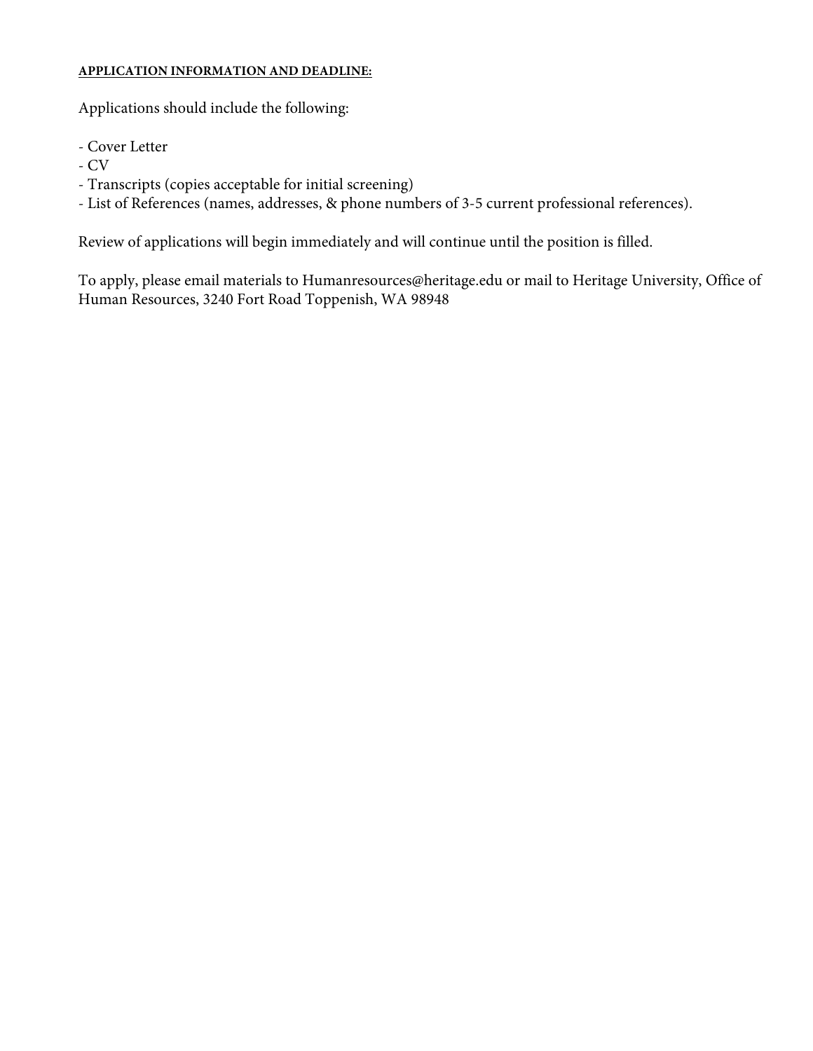**APPLICATION INFORMATION AND DEADLINE:**

Applications should include the following:

- Cover Letter
- CV
- Transcripts (copies acceptable for initial screening)
- List of References (names, addresses, & phone numbers of 3-5 current professional references).

Review of applications will begin immediately and will continue until the position is filled.

To apply, please email materials to Humanresources@heritage.edu or mail to Heritage University, Office of Human Resources, 3240 Fort Road Toppenish, WA 98948